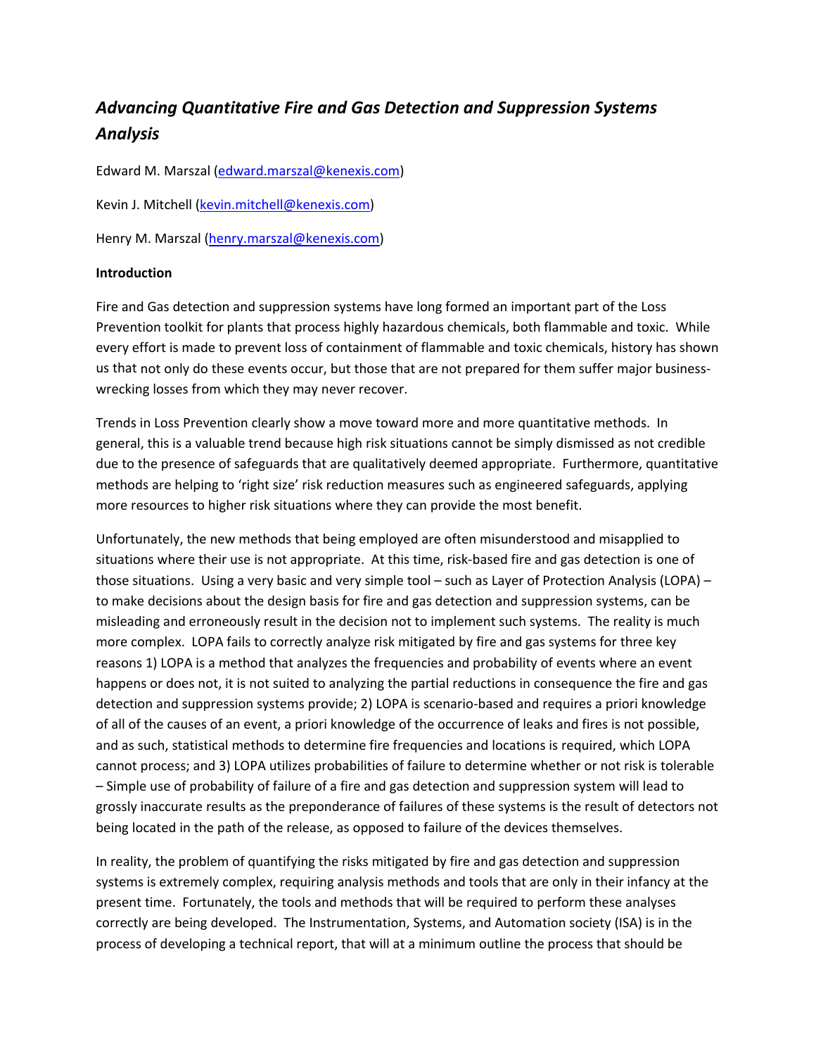# *Advancing Quantitative Fire and Gas Detection and Suppression Systems Analysis*

Edward M. Marszal (edward.marszal@kenexis.com)

Kevin J. Mitchell (kevin.mitchell@kenexis.com)

Henry M. Marszal (henry.marszal@kenexis.com)

**Introduction**

Fire and Gas detection and suppression systems have long formed an important part of the Loss Prevention toolkit for plants that process highly hazardous chemicals, both flammable and toxic. While every effort is made to prevent loss of containment of flammable and toxic chemicals, history has shown us that not only do these events occur, but those that are not prepared for them suffer major business-wrecking losses from which they may never recover.

Trends in Loss Prevention clearly show a move toward more and more quantitative methods. In general, this is a valuable trend because high risk situations cannot be simply dismissed as not credible due to the presence of safeguards that are qualitatively deemed appropriate. Furthermore, quantitative methods are helping to 'right size' risk reduction measures such as engineered safeguards, applying more resources to higher risk situations where they can provide the most benefit.

Unfortunately, the new methods that being employed are often misunderstood and misapplied to situations where their use is not appropriate. At this time, risk-based fire and gas detection is one of those situations. Using a very basic and very simple tool – such as Layer of Protection Analysis (LOPA) – to make decisions about the design basis for fire and gas detection and suppression systems, can be misleading and erroneously result in the decision not to implement such systems. The reality is much more complex. LOPA fails to correctly analyze risk mitigated by fire and gas systems for three key reasons 1) LOPA is a method that analyzes the frequencies and probability of events where an event happens or does not, it is not suited to analyzing the partial reductions in consequence the fire and gas detection and suppression systems provide; 2) LOPA is scenario-based and requires a priori knowledge of all of the causes of an event, a priori knowledge of the occurrence of leaks and fires is not possible, and as such, statistical methods to determine fire frequencies and locations is required, which LOPA cannot process; and 3) LOPA utilizes probabilities of failure to determine whether or not risk is tolerable – Simple use of probability of failure of a fire and gas detection and suppression system will lead to grossly inaccurate results as the preponderance of failures of these systems is the result of detectors not being located in the path of the release, as opposed to failure of the devices themselves.

In reality, the problem of quantifying the risks mitigated by fire and gas detection and suppression systems is extremely complex, requiring analysis methods and tools that are only in their infancy at the present time. Fortunately, the tools and methods that will be required to perform these analyses correctly are being developed. The Instrumentation, Systems, and Automation society (ISA) is in the process of developing a technical report, that will at a minimum outline the process that should be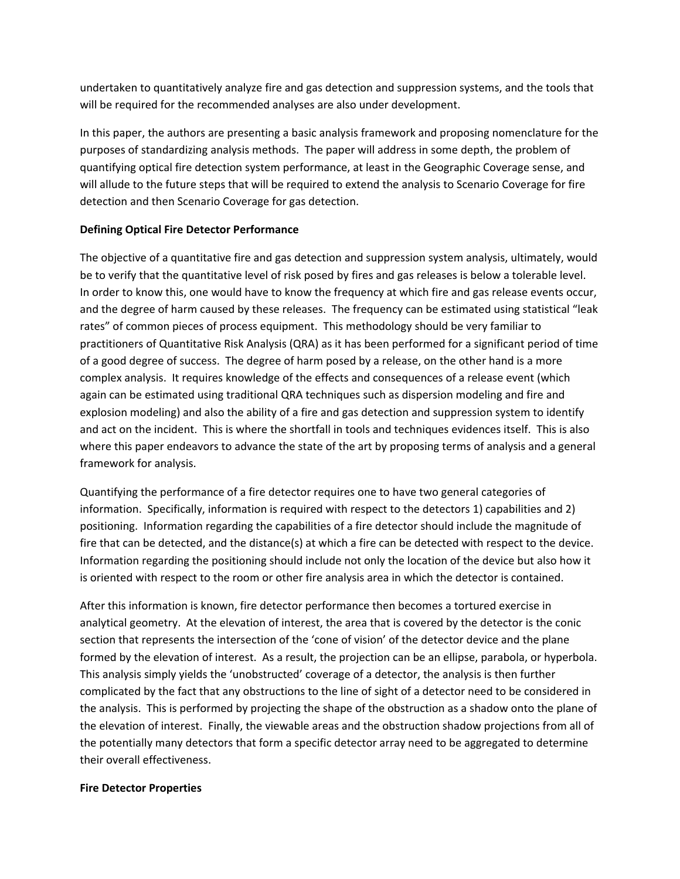undertaken to quantitatively analyze fire and gas detection and suppression systems, and the tools that will be required for the recommended analyses are also under development.

In this paper, the authors are presenting a basic analysis framework and proposing nomenclature for the purposes of standardizing analysis methods. The paper will address in some depth, the problem of quantifying optical fire detection system performance, at least in the Geographic Coverage sense, and will allude to the future steps that will be required to extend the analysis to Scenario Coverage for fire detection and then Scenario Coverage for gas detection.

**Defining Optical Fire Detector Performance**

The objective of a quantitative fire and gas detection and suppression system analysis, ultimately, would be to verify that the quantitative level of risk posed by fires and gas releases is below a tolerable level. In order to know this, one would have to know the frequency at which fire and gas release events occur, and the degree of harm caused by these releases. The frequency can be estimated using statistical "leak rates" of common pieces of process equipment. This methodology should be very familiar to practitioners of Quantitative Risk Analysis (QRA) as it has been performed for a significant period of time of a good degree of success. The degree of harm posed by a release, on the other hand is a more complex analysis. It requires knowledge of the effects and consequences of a release event (which again can be estimated using traditional QRA techniques such as dispersion modeling and fire and explosion modeling) and also the ability of a fire and gas detection and suppression system to identify and act on the incident. This is where the shortfall in tools and techniques evidences itself. This is also where this paper endeavors to advance the state of the art by proposing terms of analysis and a general framework for analysis.

Quantifying the performance of a fire detector requires one to have two general categories of information. Specifically, information is required with respect to the detectors 1) capabilities and 2) positioning. Information regarding the capabilities of a fire detector should include the magnitude of fire that can be detected, and the distance(s) at which a fire can be detected with respect to the device. Information regarding the positioning should include not only the location of the device but also how it is oriented with respect to the room or other fire analysis area in which the detector is contained.

After this information is known, fire detector performance then becomes a tortured exercise in analytical geometry. At the elevation of interest, the area that is covered by the detector is the conic section that represents the intersection of the 'cone of vision' of the detector device and the plane formed by the elevation of interest. As a result, the projection can be an ellipse, parabola, or hyperbola. This analysis simply yields the 'unobstructed' coverage of a detector, the analysis is then further complicated by the fact that any obstructions to the line of sight of a detector need to be considered in the analysis. This is performed by projecting the shape of the obstruction as a shadow onto the plane of the elevation of interest. Finally, the viewable areas and the obstruction shadow projections from all of the potentially many detectors that form a specific detector array need to be aggregated to determine their overall effectiveness.

**Fire Detector Properties**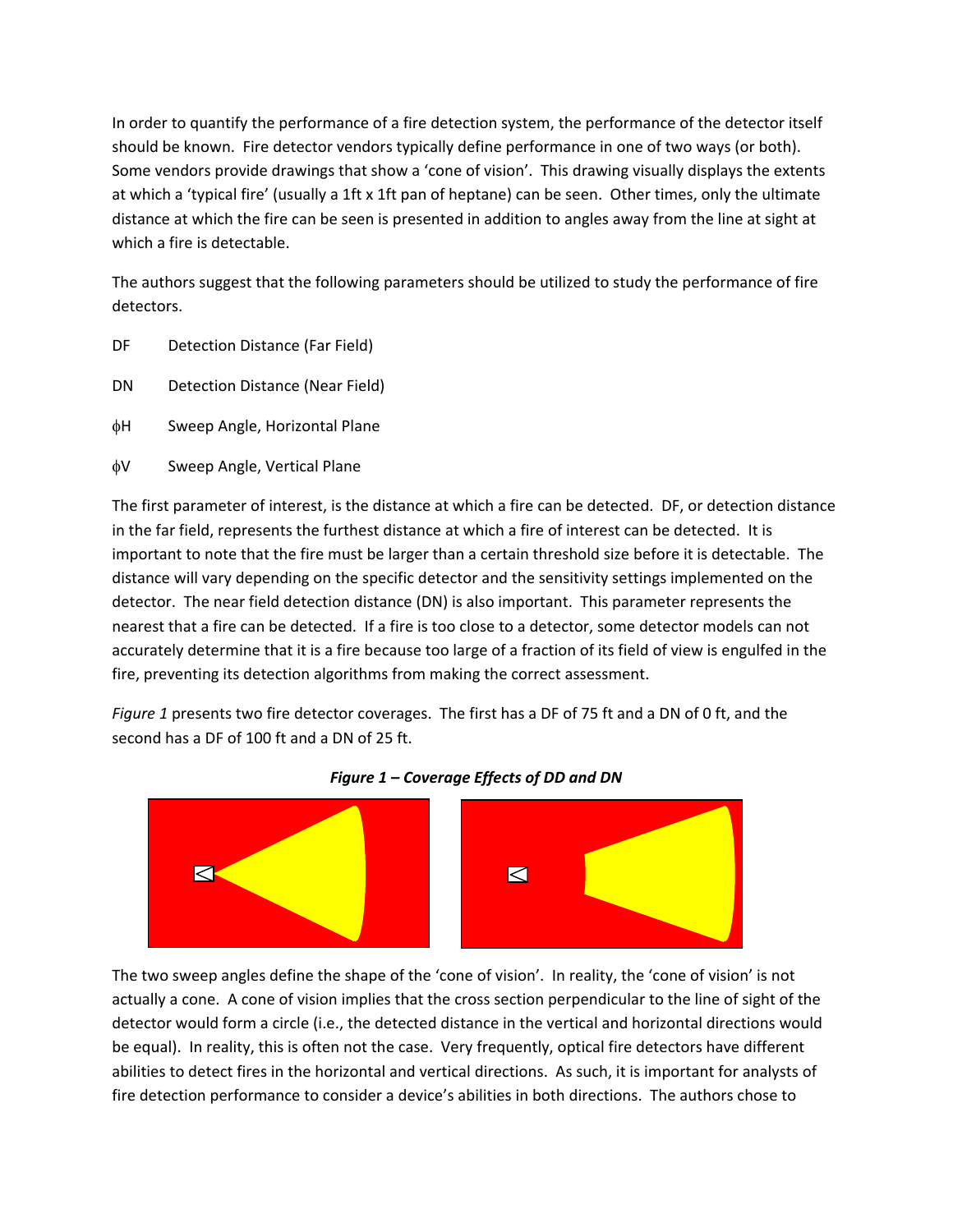In order to quantify the performance of a fire detection system, the performance of the detector itself should be known. Fire detector vendors typically define performance in one of two ways (or both). Some vendors provide drawings that show a 'cone of vision'. This drawing visually displays the extents at which a 'typical fire' (usually a 1ft x 1ft pan of heptane) can be seen. Other times, only the ultimate distance at which the fire can be seen is presented in addition to angles away from the line at sight at which a fire is detectable.

The authors suggest that the following parameters should be utilized to study the performance of fire detectors.

DF Detection Distance (Far Field)

DN Detection Distance (Near Field)

ϕH Sweep Angle, Horizontal Plane

ϕV Sweep Angle, Vertical Plane

The first parameter of interest, is the distance at which a fire can be detected. DF, or detection distance in the far field, represents the furthest distance at which a fire of interest can be detected. It is important to note that the fire must be larger than a certain threshold size before it is detectable. The distance will vary depending on the specific detector and the sensitivity settings implemented on the detector. The near field detection distance (DN) is also important. This parameter represents the nearest that a fire can be detected. If a fire is too close to a detector, some detector models can not accurately determine that it is a fire because too large of a fraction of its field of view is engulfed in the fire, preventing its detection algorithms from making the correct assessment.

*Figure 1* presents two fire detector coverages. The first has a DF of 75 ft and a DN of 0 ft, and the second has a DF of 100 ft and a DN of 25 ft.

***Figure 1 – Coverage Effects of DD and DN***

The two sweep angles define the shape of the 'cone of vision'. In reality, the 'cone of vision' is not actually a cone. A cone of vision implies that the cross section perpendicular to the line of sight of the detector would form a circle (i.e., the detected distance in the vertical and horizontal directions would be equal). In reality, this is often not the case. Very frequently, optical fire detectors have different abilities to detect fires in the horizontal and vertical directions. As such, it is important for analysts of fire detection performance to consider a device's abilities in both directions. The authors chose to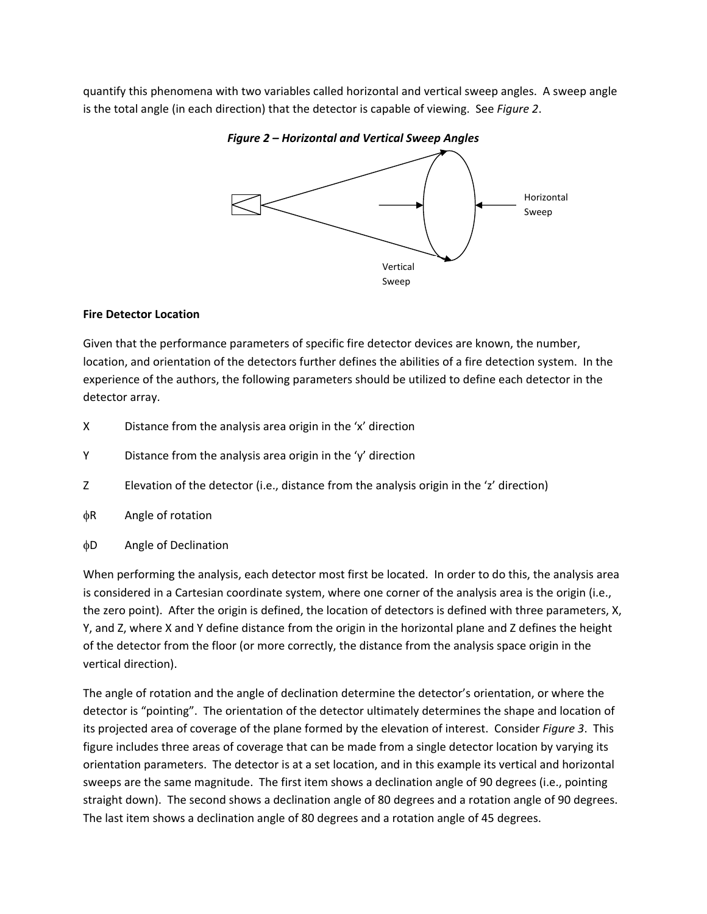quantify this phenomena with two variables called horizontal and vertical sweep angles. A sweep angle is the total angle (in each direction) that the detector is capable of viewing. See *Figure 2*.

***Figure 2 – Horizontal and Vertical Sweep Angles***

Horizontal Sweep

Vertical Sweep

**Fire Detector Location**

Given that the performance parameters of specific fire detector devices are known, the number, location, and orientation of the detectors further defines the abilities of a fire detection system. In the experience of the authors, the following parameters should be utilized to define each detector in the detector array.

X Distance from the analysis area origin in the 'x' direction

Y Distance from the analysis area origin in the 'y' direction

Z Elevation of the detector (i.e., distance from the analysis origin in the 'z' direction)

$\phi$R Angle of rotation

$\phi$D Angle of Declination

When performing the analysis, each detector most first be located. In order to do this, the analysis area is considered in a Cartesian coordinate system, where one corner of the analysis area is the origin (i.e., the zero point). After the origin is defined, the location of detectors is defined with three parameters, X, Y, and Z, where X and Y define distance from the origin in the horizontal plane and Z defines the height of the detector from the floor (or more correctly, the distance from the analysis space origin in the vertical direction).

The angle of rotation and the angle of declination determine the detector's orientation, or where the detector is "pointing". The orientation of the detector ultimately determines the shape and location of its projected area of coverage of the plane formed by the elevation of interest. Consider *Figure 3*. This figure includes three areas of coverage that can be made from a single detector location by varying its orientation parameters. The detector is at a set location, and in this example its vertical and horizontal sweeps are the same magnitude. The first item shows a declination angle of 90 degrees (i.e., pointing straight down). The second shows a declination angle of 80 degrees and a rotation angle of 90 degrees. The last item shows a declination angle of 80 degrees and a rotation angle of 45 degrees.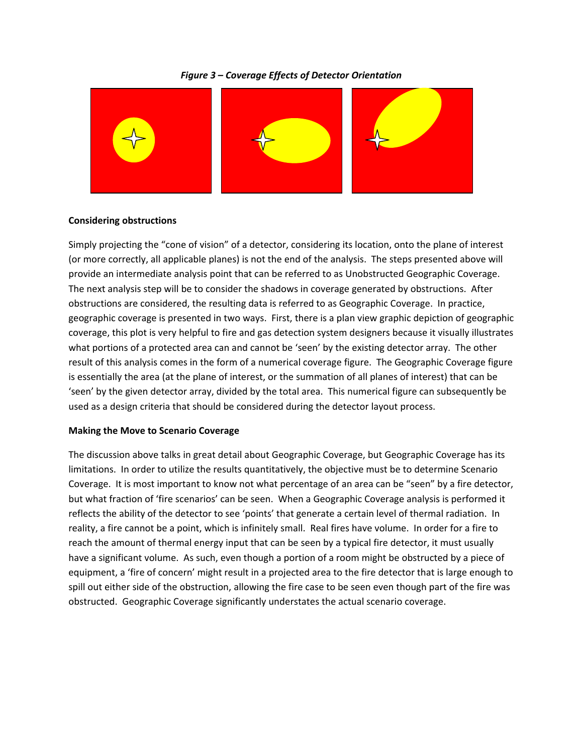*Figure 3 – Coverage Effects of Detector Orientation*

**Considering obstructions**

Simply projecting the "cone of vision" of a detector, considering its location, onto the plane of interest (or more correctly, all applicable planes) is not the end of the analysis. The steps presented above will provide an intermediate analysis point that can be referred to as Unobstructed Geographic Coverage. The next analysis step will be to consider the shadows in coverage generated by obstructions. After obstructions are considered, the resulting data is referred to as Geographic Coverage. In practice, geographic coverage is presented in two ways. First, there is a plan view graphic depiction of geographic coverage, this plot is very helpful to fire and gas detection system designers because it visually illustrates what portions of a protected area can and cannot be 'seen' by the existing detector array. The other result of this analysis comes in the form of a numerical coverage figure. The Geographic Coverage figure is essentially the area (at the plane of interest, or the summation of all planes of interest) that can be 'seen' by the given detector array, divided by the total area. This numerical figure can subsequently be used as a design criteria that should be considered during the detector layout process.

**Making the Move to Scenario Coverage**

The discussion above talks in great detail about Geographic Coverage, but Geographic Coverage has its limitations. In order to utilize the results quantitatively, the objective must be to determine Scenario Coverage. It is most important to know not what percentage of an area can be "seen" by a fire detector, but what fraction of 'fire scenarios' can be seen. When a Geographic Coverage analysis is performed it reflects the ability of the detector to see 'points' that generate a certain level of thermal radiation. In reality, a fire cannot be a point, which is infinitely small. Real fires have volume. In order for a fire to reach the amount of thermal energy input that can be seen by a typical fire detector, it must usually have a significant volume. As such, even though a portion of a room might be obstructed by a piece of equipment, a 'fire of concern' might result in a projected area to the fire detector that is large enough to spill out either side of the obstruction, allowing the fire case to be seen even though part of the fire was obstructed. Geographic Coverage significantly understates the actual scenario coverage.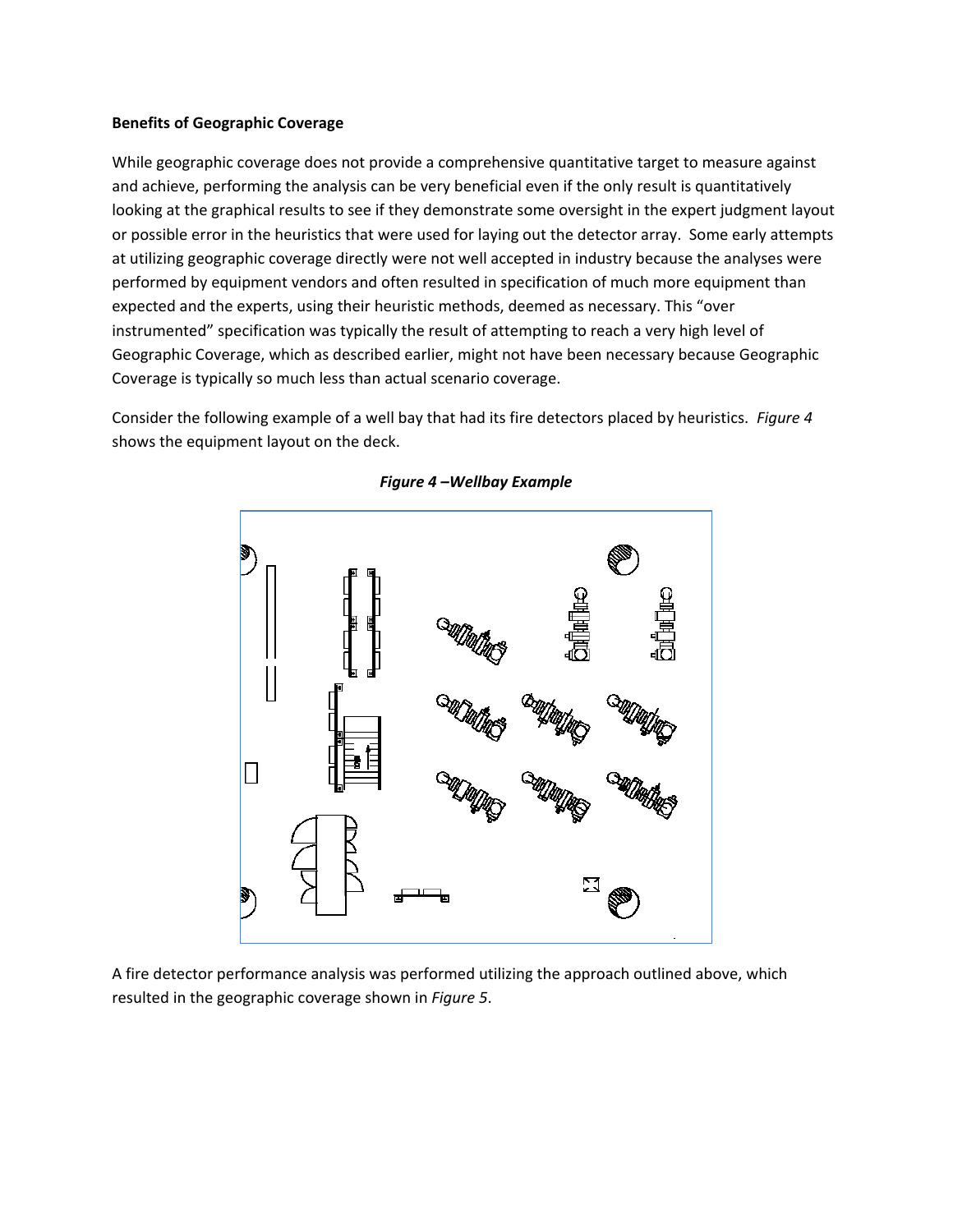**Benefits of Geographic Coverage**

While geographic coverage does not provide a comprehensive quantitative target to measure against and achieve, performing the analysis can be very beneficial even if the only result is quantitatively looking at the graphical results to see if they demonstrate some oversight in the expert judgment layout or possible error in the heuristics that were used for laying out the detector array. Some early attempts at utilizing geographic coverage directly were not well accepted in industry because the analyses were performed by equipment vendors and often resulted in specification of much more equipment than expected and the experts, using their heuristic methods, deemed as necessary. This "over instrumented" specification was typically the result of attempting to reach a very high level of Geographic Coverage, which as described earlier, might not have been necessary because Geographic Coverage is typically so much less than actual scenario coverage.

Consider the following example of a well bay that had its fire detectors placed by heuristics. *Figure 4* shows the equipment layout on the deck.

***Figure 4 –Wellbay Example***

A fire detector performance analysis was performed utilizing the approach outlined above, which resulted in the geographic coverage shown in *Figure 5*.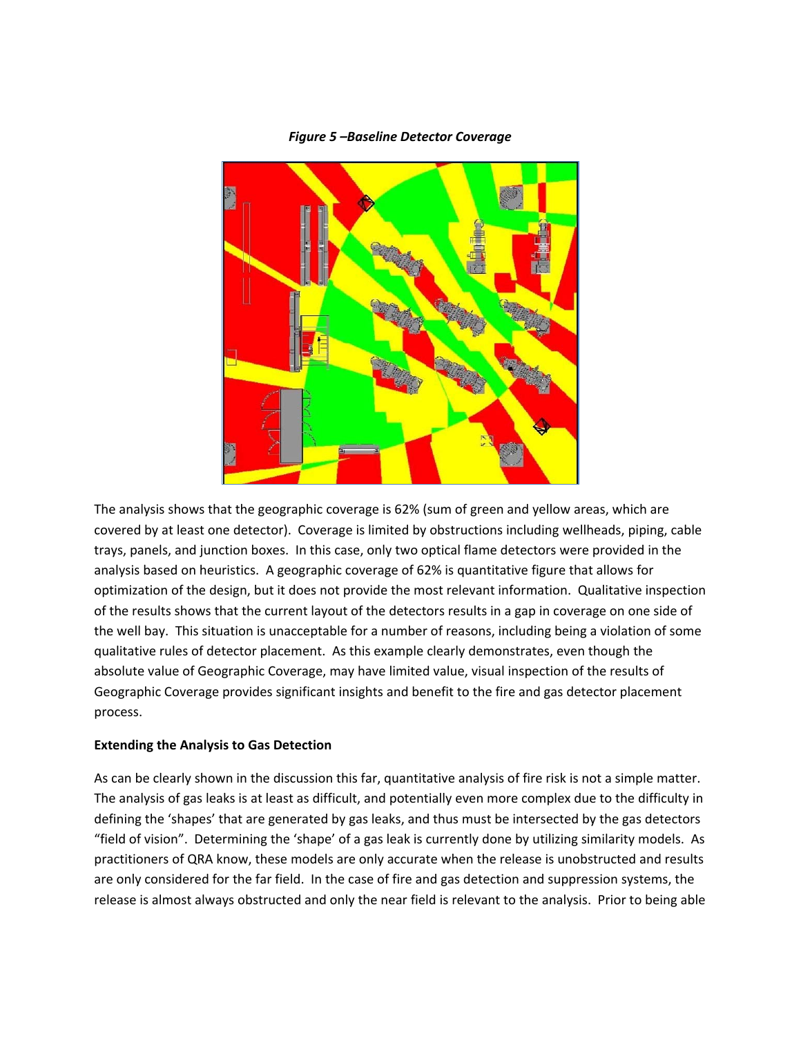*Figure 5 –Baseline Detector Coverage*

The analysis shows that the geographic coverage is 62% (sum of green and yellow areas, which are covered by at least one detector). Coverage is limited by obstructions including wellheads, piping, cable trays, panels, and junction boxes. In this case, only two optical flame detectors were provided in the analysis based on heuristics. A geographic coverage of 62% is quantitative figure that allows for optimization of the design, but it does not provide the most relevant information. Qualitative inspection of the results shows that the current layout of the detectors results in a gap in coverage on one side of the well bay. This situation is unacceptable for a number of reasons, including being a violation of some qualitative rules of detector placement. As this example clearly demonstrates, even though the absolute value of Geographic Coverage, may have limited value, visual inspection of the results of Geographic Coverage provides significant insights and benefit to the fire and gas detector placement process.

**Extending the Analysis to Gas Detection**

As can be clearly shown in the discussion this far, quantitative analysis of fire risk is not a simple matter. The analysis of gas leaks is at least as difficult, and potentially even more complex due to the difficulty in defining the 'shapes' that are generated by gas leaks, and thus must be intersected by the gas detectors "field of vision". Determining the 'shape' of a gas leak is currently done by utilizing similarity models. As practitioners of QRA know, these models are only accurate when the release is unobstructed and results are only considered for the far field. In the case of fire and gas detection and suppression systems, the release is almost always obstructed and only the near field is relevant to the analysis. Prior to being able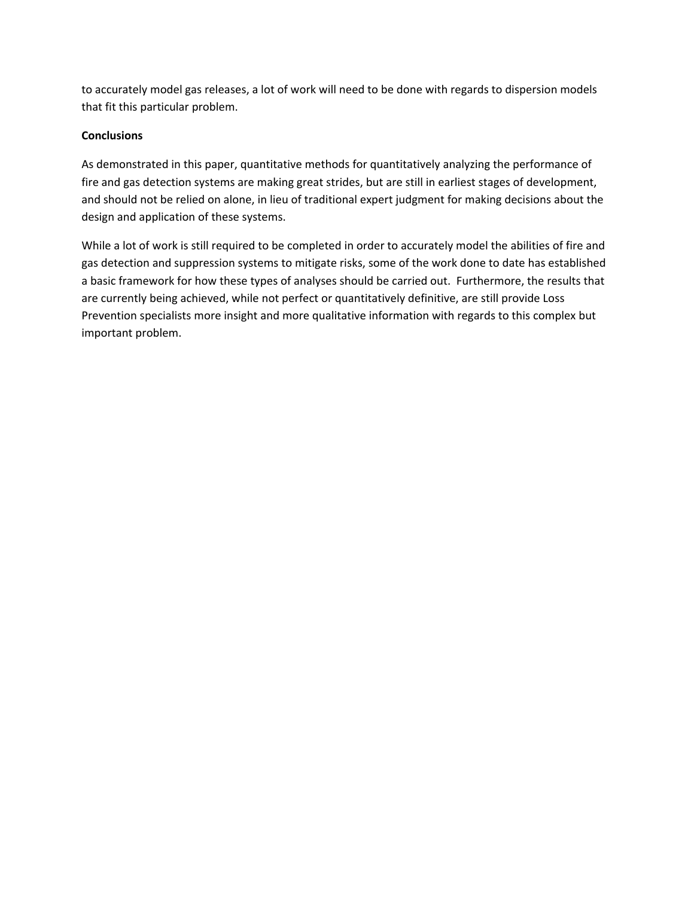to accurately model gas releases, a lot of work will need to be done with regards to dispersion models that fit this particular problem.

**Conclusions**

As demonstrated in this paper, quantitative methods for quantitatively analyzing the performance of fire and gas detection systems are making great strides, but are still in earliest stages of development, and should not be relied on alone, in lieu of traditional expert judgment for making decisions about the design and application of these systems.

While a lot of work is still required to be completed in order to accurately model the abilities of fire and gas detection and suppression systems to mitigate risks, some of the work done to date has established a basic framework for how these types of analyses should be carried out. Furthermore, the results that are currently being achieved, while not perfect or quantitatively definitive, are still provide Loss Prevention specialists more insight and more qualitative information with regards to this complex but important problem.